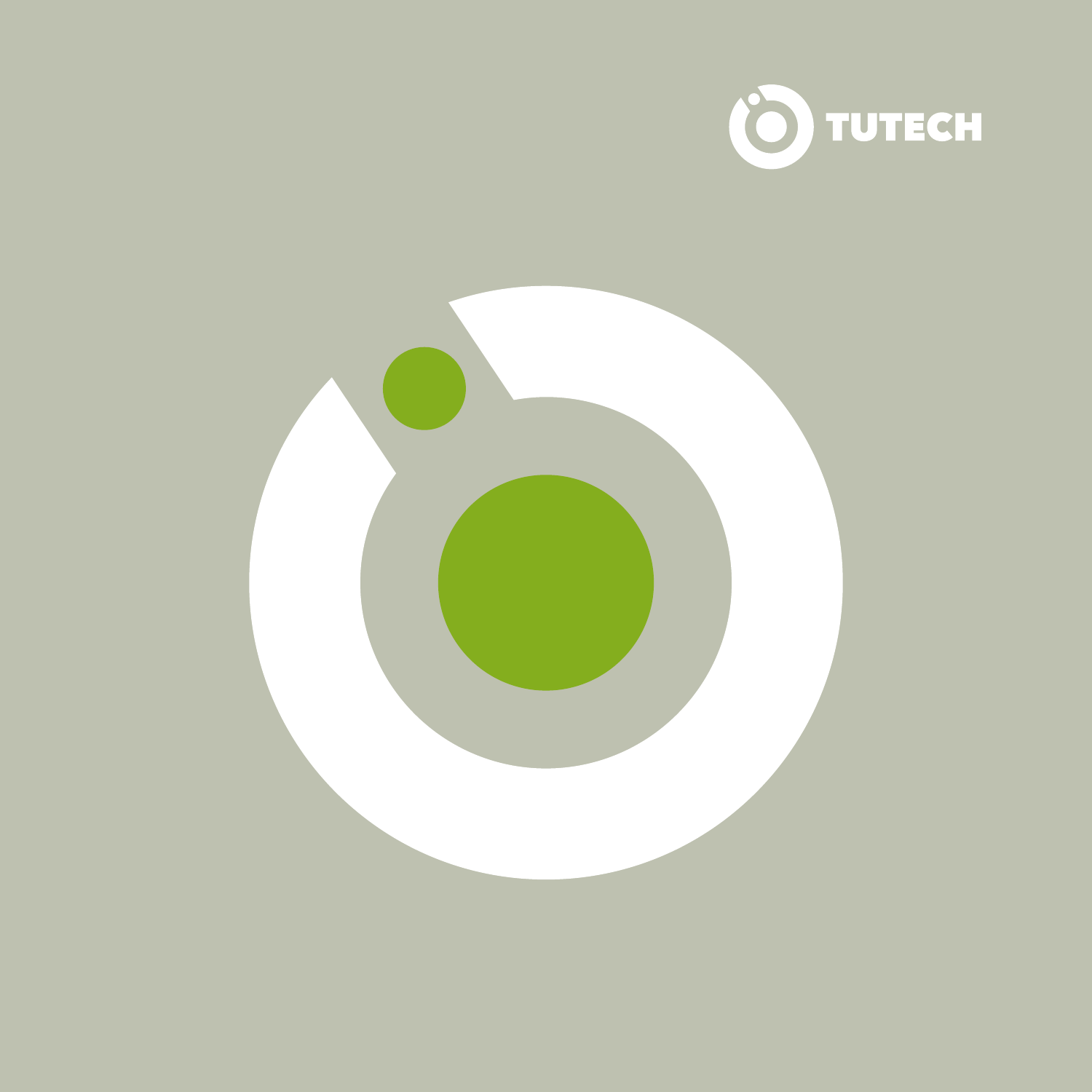TUTECH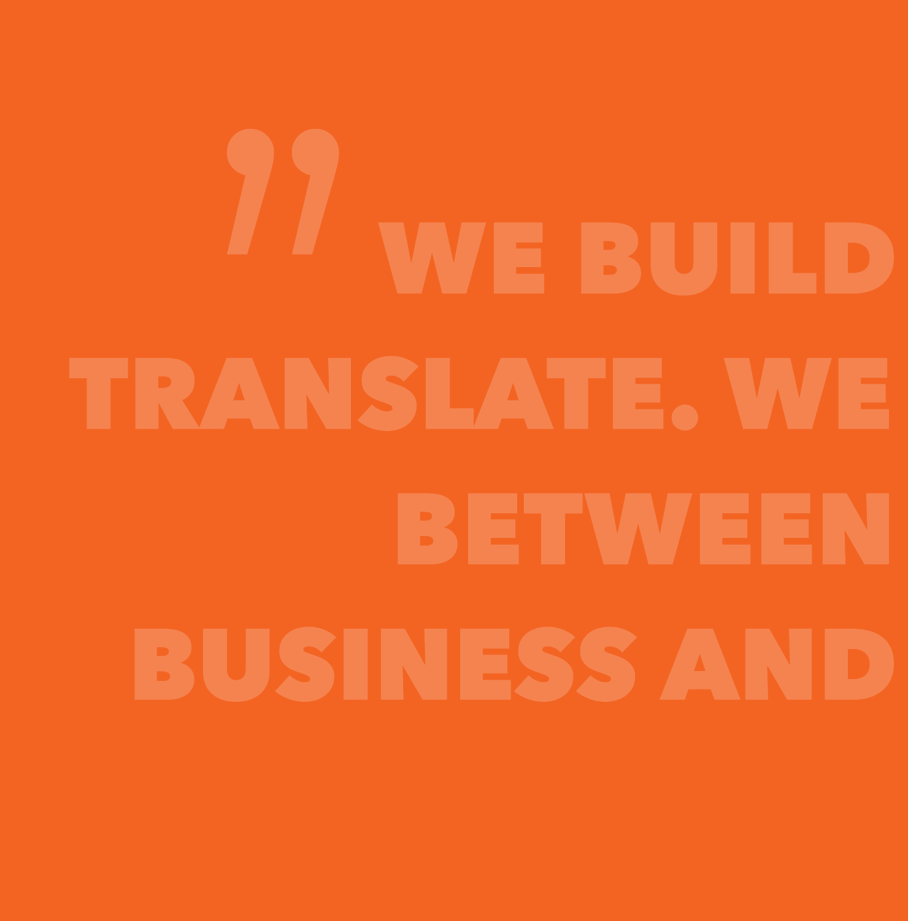” WE BUILD TRANSLATE. WE BETWEEN BUSINESS AND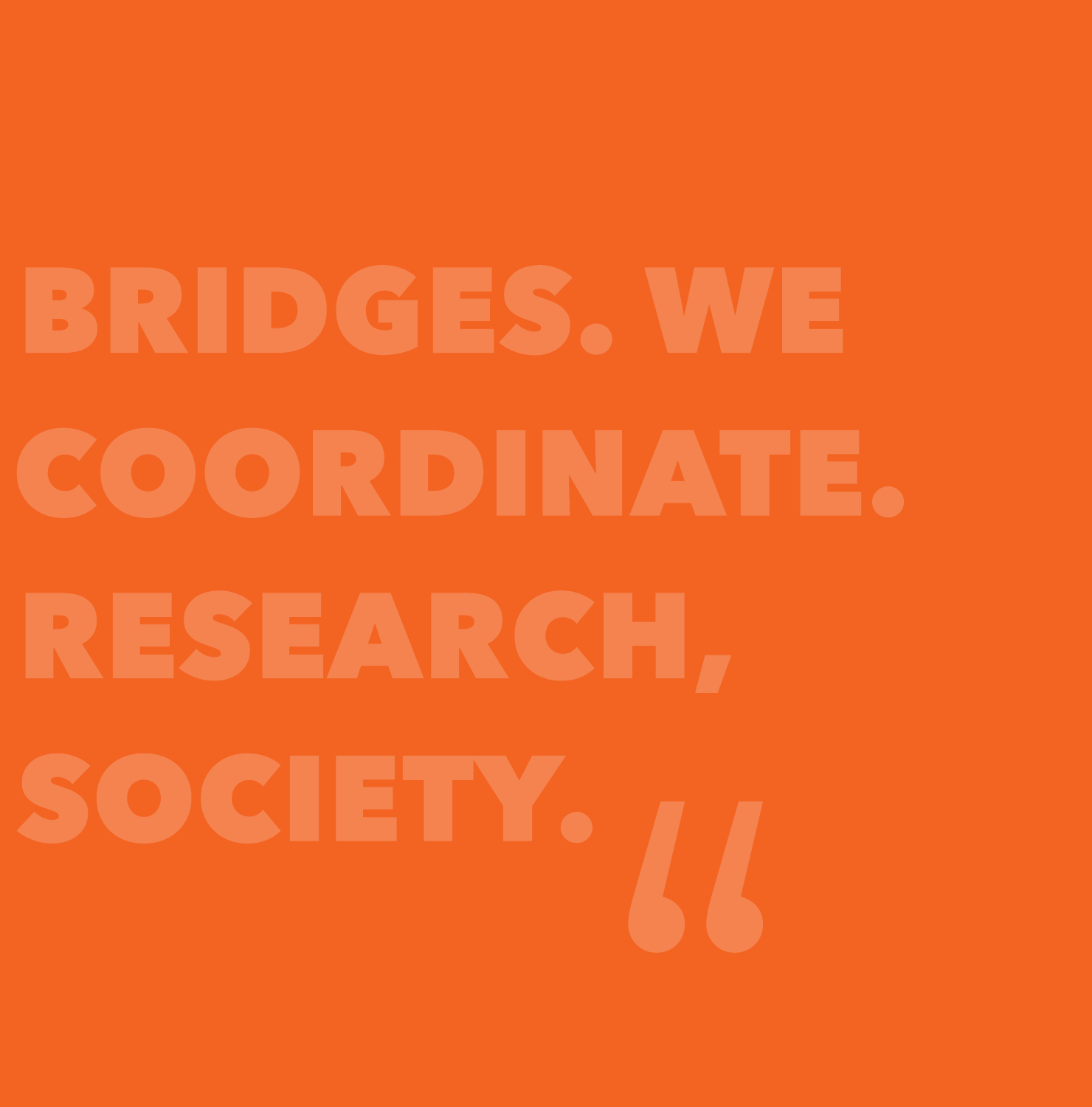BRIDGES. WE COORDINATE. RESEARCH, SOCIETY.

"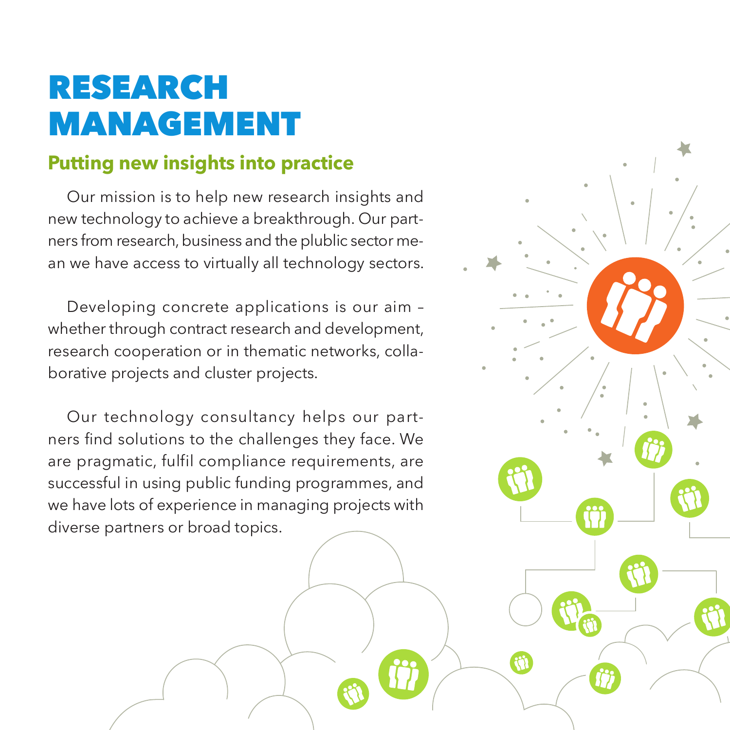# RESEARCH MANAGEMENT

## Putting new insights into practice

Our mission is to help new research insights and new technology to achieve a breakthrough. Our partners from research, business and the plublic sector mean we have access to virtually all technology sectors.

Developing concrete applications is our aim – whether through contract research and development, research cooperation or in thematic networks, collaborative projects and cluster projects.

Our technology consultancy helps our partners find solutions to the challenges they face. We are pragmatic, fulfil compliance requirements, are successful in using public funding programmes, and we have lots of experience in managing projects with diverse partners or broad topics.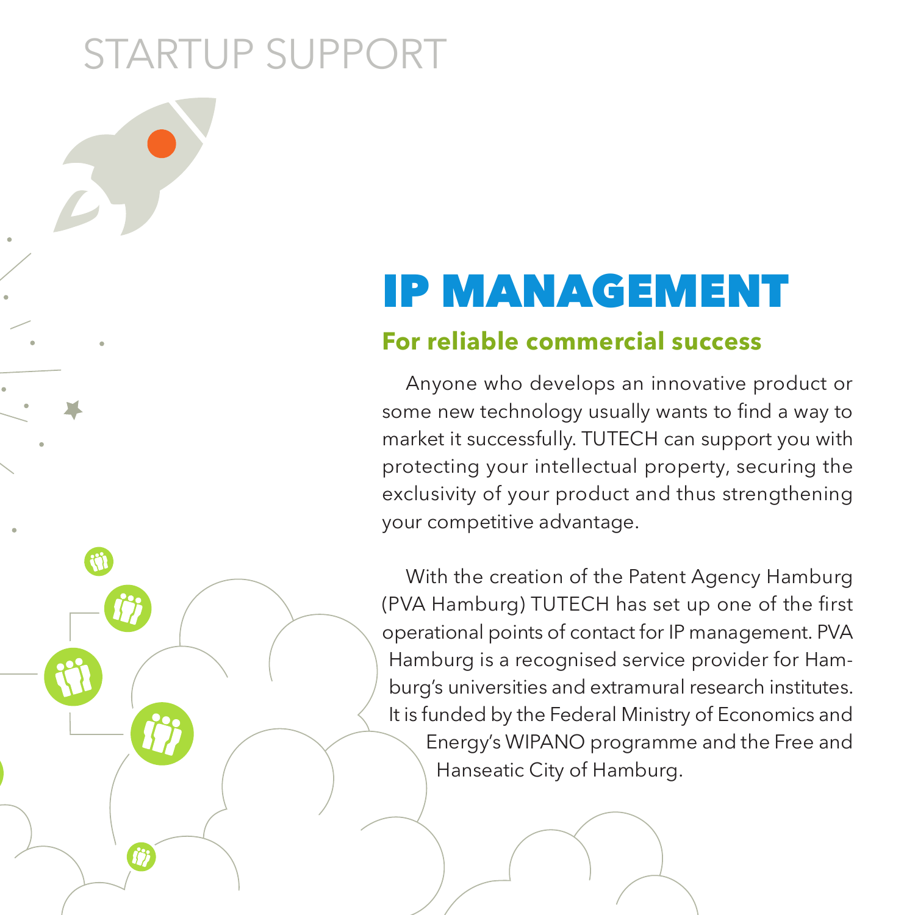STARTUP SUPPORT

# IP MANAGEMENT

## For reliable commercial success

Anyone who develops an innovative product or some new technology usually wants to find a way to market it successfully. TUTECH can support you with protecting your intellectual property, securing the exclusivity of your product and thus strengthening your competitive advantage.

With the creation of the Patent Agency Hamburg (PVA Hamburg) TUTECH has set up one of the first operational points of contact for IP management. PVA Hamburg is a recognised service provider for Hamburg's universities and extramural research institutes. It is funded by the Federal Ministry of Economics and Energy's WIPANO programme and the Free and Hanseatic City of Hamburg.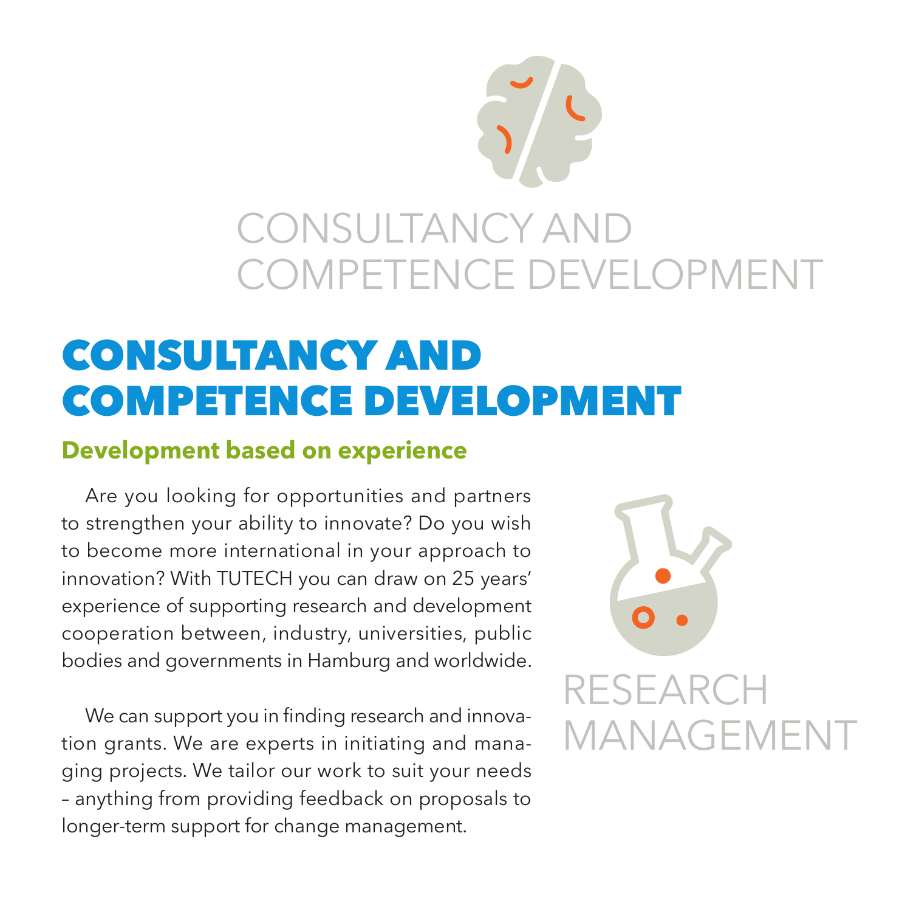CONSULTANCY AND COMPETENCE DEVELOPMENT

# CONSULTANCY AND COMPETENCE DEVELOPMENT

## Development based on experience

Are you looking for opportunities and partners to strengthen your ability to innovate? Do you wish to become more international in your approach to innovation? With TUTECH you can draw on 25 years' experience of supporting research and development cooperation between, industry, universities, public bodies and governments in Hamburg and worldwide.

We can support you in finding research and innovation grants. We are experts in initiating and managing projects. We tailor our work to suit your needs – anything from providing feedback on proposals to longer-term support for change management.

RESEARCH MANAGEMENT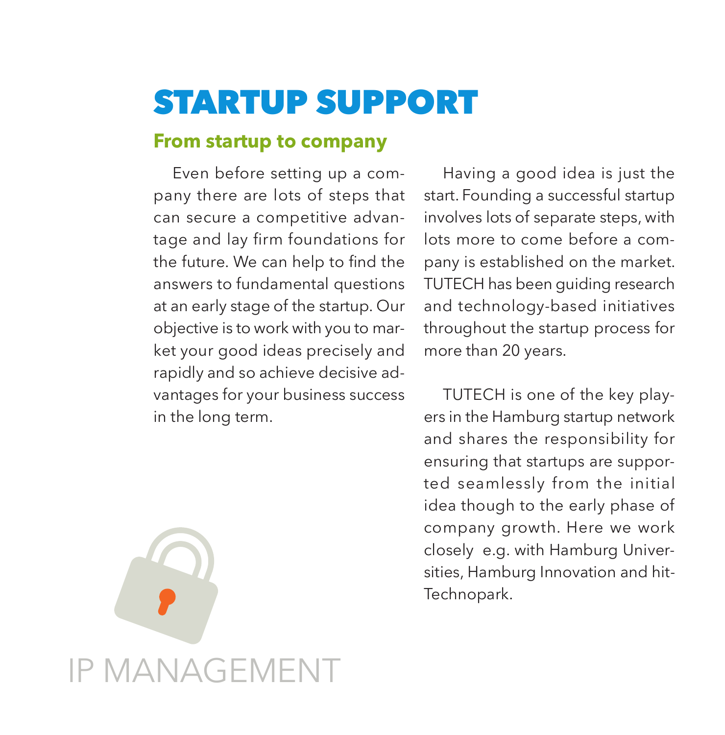# STARTUP SUPPORT

## From startup to company

Even before setting up a company there are lots of steps that can secure a competitive advantage and lay firm foundations for the future. We can help to find the answers to fundamental questions at an early stage of the startup. Our objective is to work with you to market your good ideas precisely and rapidly and so achieve decisive advantages for your business success in the long term.

Having a good idea is just the start. Founding a successful startup involves lots of separate steps, with lots more to come before a company is established on the market. TUTECH has been guiding research and technology-based initiatives throughout the startup process for more than 20 years.

TUTECH is one of the key players in the Hamburg startup network and shares the responsibility for ensuring that startups are supported seamlessly from the initial idea though to the early phase of company growth. Here we work closely e.g. with Hamburg Universities, Hamburg Innovation and hit-Technopark.

IP MANAGEMENT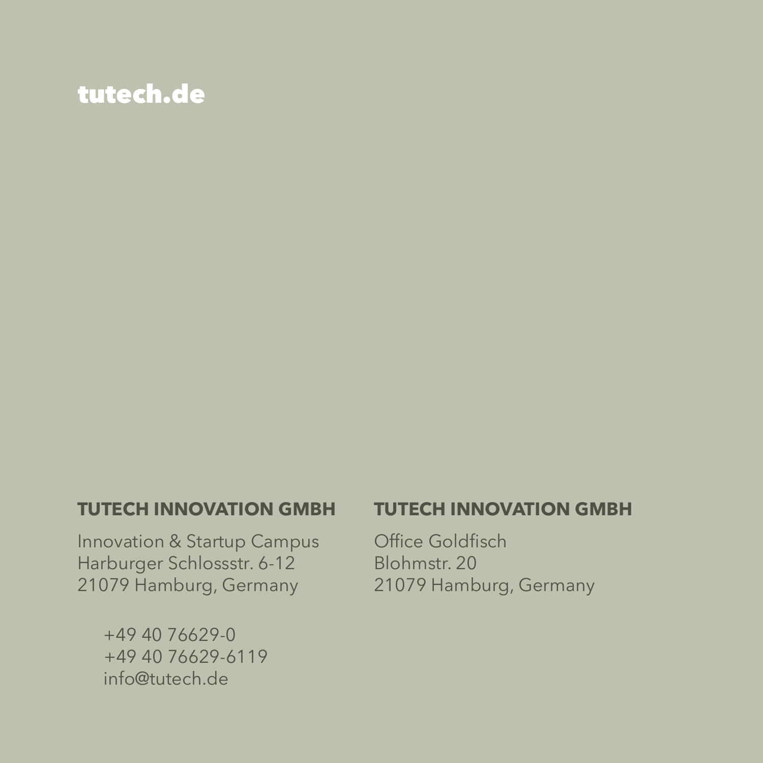**tutech.de**

**TUTECH INNOVATION GMBH**

Innovation & Startup Campus
Harburger Schlossstr. 6-12
21079 Hamburg, Germany

+49 40 76629-0
+49 40 76629-6119
info@tutech.de

**TUTECH INNOVATION GMBH**

Office Goldfisch
Blohmstr. 20
21079 Hamburg, Germany